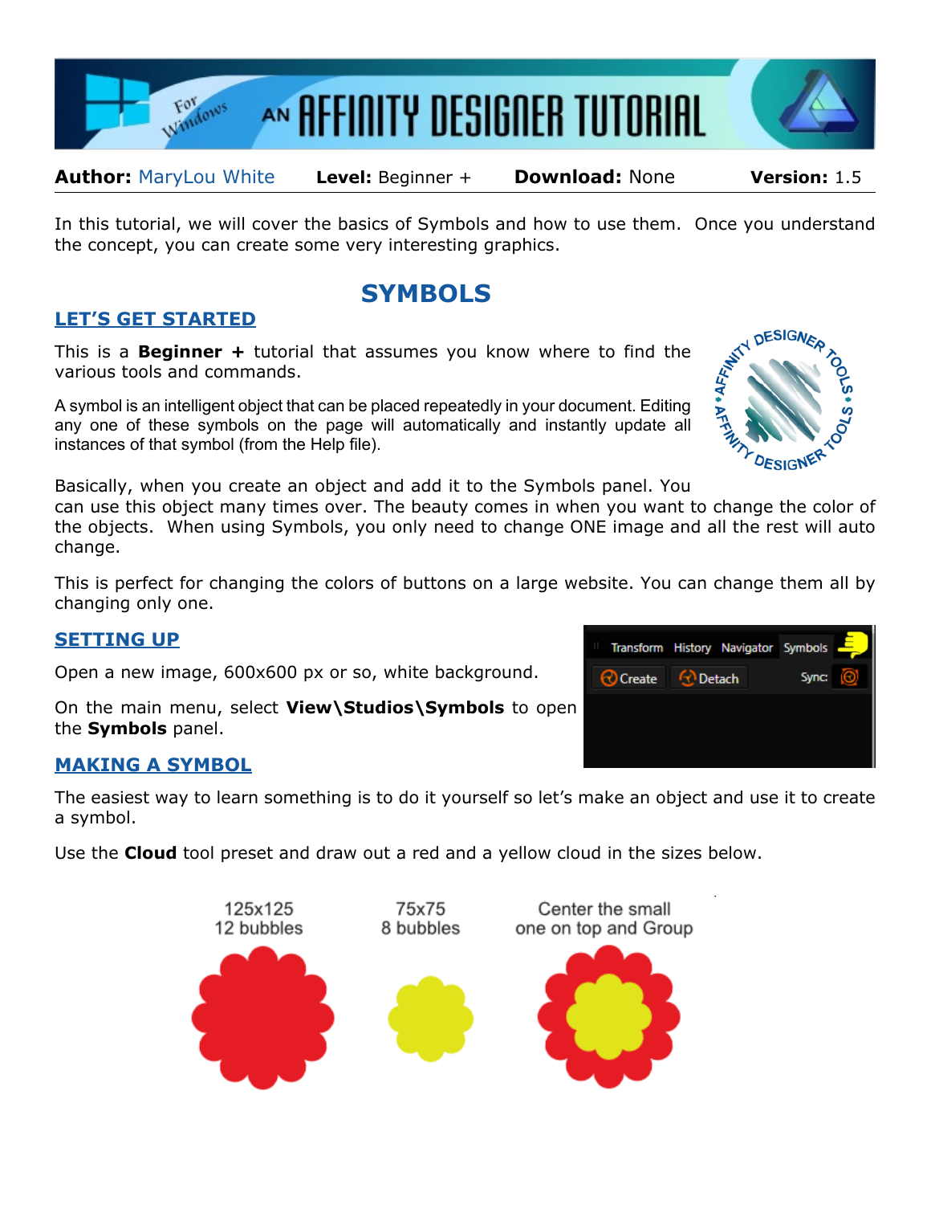# AN AFFINITY DESIGNER TUTORIAL

**Author:** MaryLou White **Level:** Beginner + **Download:** None **Version:** 1.5

In this tutorial, we will cover the basics of Symbols and how to use them. Once you understand the concept, you can create some very interesting graphics.

## SYMBOLS

### LET'S GET STARTED

This is a **Beginner +** tutorial that assumes you know where to find the various tools and commands.

A symbol is an intelligent object that can be placed repeatedly in your document. Editing any one of these symbols on the page will automatically and instantly update all instances of that symbol (from the Help file).

Basically, when you create an object and add it to the Symbols panel. You can use this object many times over. The beauty comes in when you want to change the color of the objects. When using Symbols, you only need to change ONE image and all the rest will auto change.

This is perfect for changing the colors of buttons on a large website. You can change them all by changing only one.

### SETTING UP

Open a new image, 600x600 px or so, white background.

On the main menu, select **View\Studios\Symbols** to open the **Symbols** panel.

### MAKING A SYMBOL

The easiest way to learn something is to do it yourself so let's make an object and use it to create a symbol.

Use the **Cloud** tool preset and draw out a red and a yellow cloud in the sizes below.

125x125
12 bubbles

75x75
8 bubbles

Center the small
one on top and Group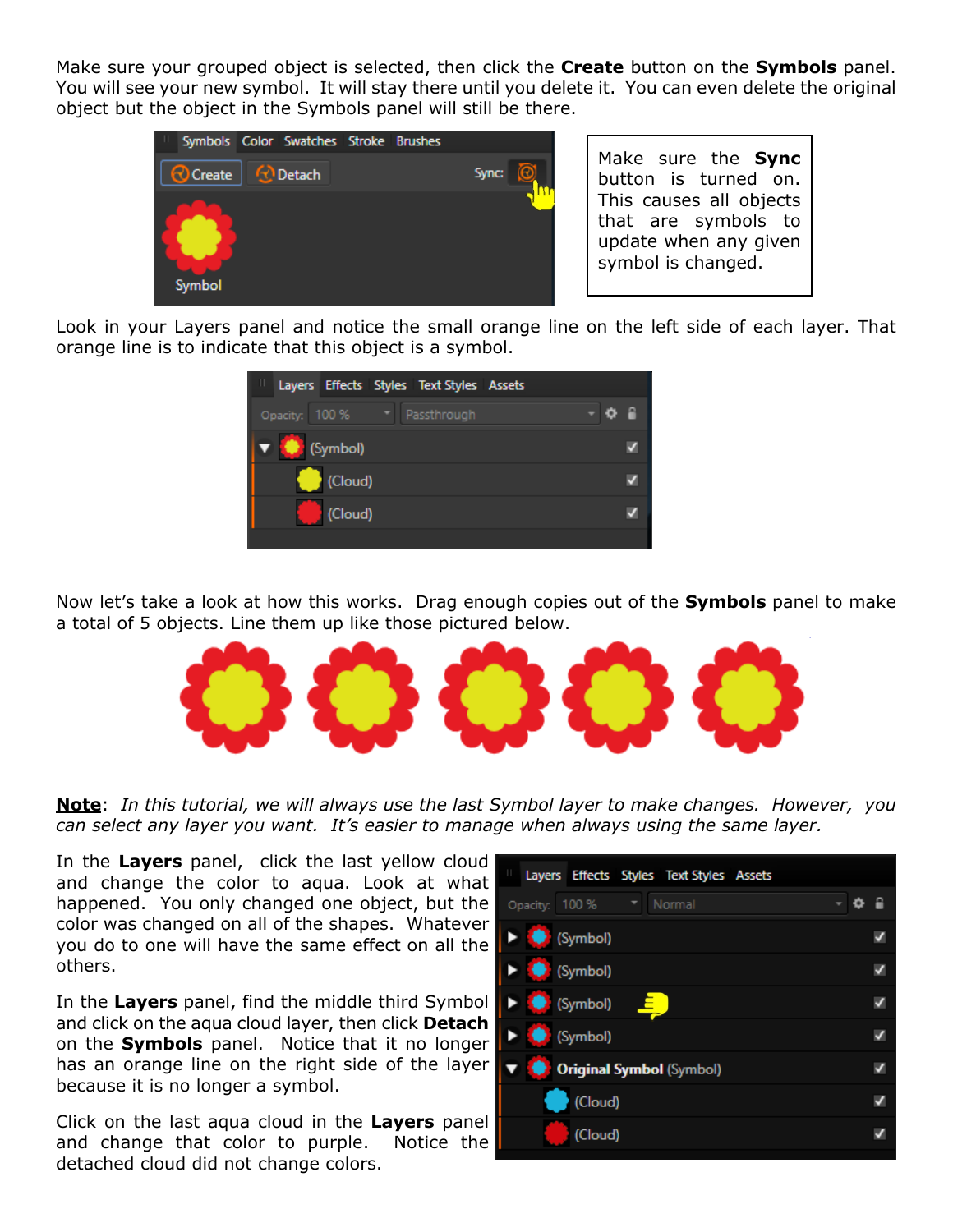Make sure your grouped object is selected, then click the **Create** button on the **Symbols** panel. You will see your new symbol. It will stay there until you delete it. You can even delete the original object but the object in the Symbols panel will still be there.

Make sure the **Sync** button is turned on. This causes all objects that are symbols to update when any given symbol is changed.

Look in your Layers panel and notice the small orange line on the left side of each layer. That orange line is to indicate that this object is a symbol.

Now let's take a look at how this works. Drag enough copies out of the **Symbols** panel to make a total of 5 objects. Line them up like those pictured below.

**Note**: *In this tutorial, we will always use the last Symbol layer to make changes. However, you can select any layer you want. It's easier to manage when always using the same layer.*

In the **Layers** panel, click the last yellow cloud and change the color to aqua. Look at what happened. You only changed one object, but the color was changed on all of the shapes. Whatever you do to one will have the same effect on all the others.

In the **Layers** panel, find the middle third Symbol and click on the aqua cloud layer, then click **Detach** on the **Symbols** panel. Notice that it no longer has an orange line on the right side of the layer because it is no longer a symbol.

Click on the last aqua cloud in the **Layers** panel and change that color to purple. Notice the detached cloud did not change colors.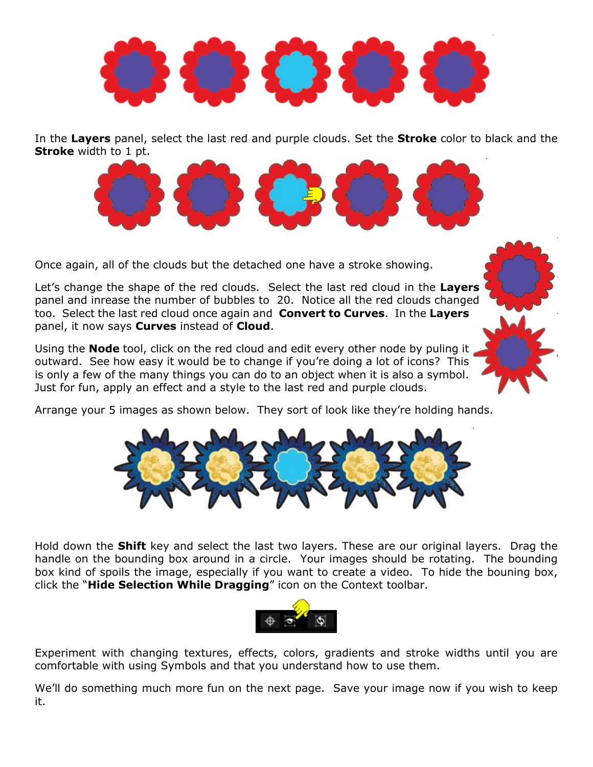In the **Layers** panel, select the last red and purple clouds. Set the **Stroke** color to black and the **Stroke** width to 1 pt.

Once again, all of the clouds but the detached one have a stroke showing.

Let's change the shape of the red clouds. Select the last red cloud in the **Layers** panel and inrease the number of bubbles to 20. Notice all the red clouds changed too. Select the last red cloud once again and **Convert to Curves**. In the **Layers** panel, it now says **Curves** instead of **Cloud**.

Using the **Node** tool, click on the red cloud and edit every other node by puling it outward. See how easy it would be to change if you're doing a lot of icons? This is only a few of the many things you can do to an object when it is also a symbol. Just for fun, apply an effect and a style to the last red and purple clouds.

Arrange your 5 images as shown below. They sort of look like they're holding hands.

Hold down the **Shift** key and select the last two layers. These are our original layers. Drag the handle on the bounding box around in a circle. Your images should be rotating. The bounding box kind of spoils the image, especially if you want to create a video. To hide the bouning box, click the "**Hide Selection While Dragging**" icon on the Context toolbar.

Experiment with changing textures, effects, colors, gradients and stroke widths until you are comfortable with using Symbols and that you understand how to use them.

We'll do something much more fun on the next page. Save your image now if you wish to keep it.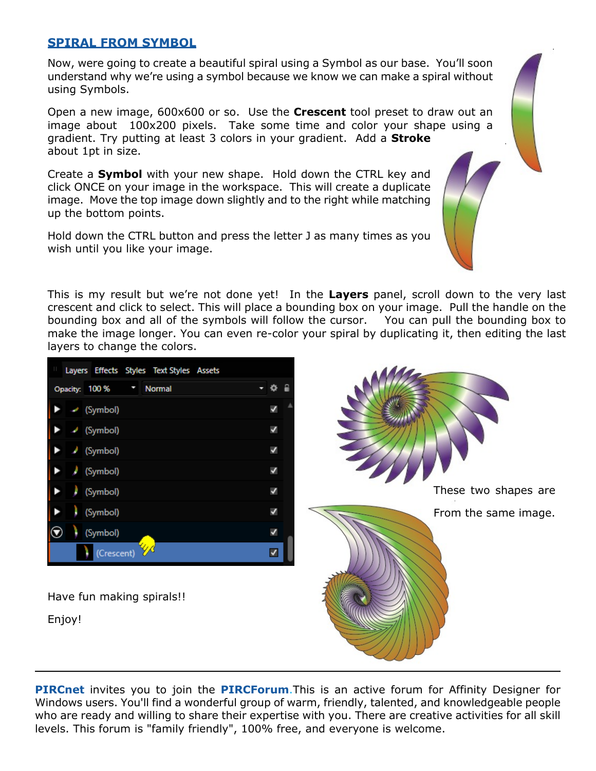## SPIRAL FROM SYMBOL

Now, were going to create a beautiful spiral using a Symbol as our base. You'll soon understand why we're using a symbol because we know we can make a spiral without using Symbols.

Open a new image, 600x600 or so. Use the **Crescent** tool preset to draw out an image about 100x200 pixels. Take some time and color your shape using a gradient. Try putting at least 3 colors in your gradient. Add a **Stroke** about 1pt in size.

Create a **Symbol** with your new shape. Hold down the CTRL key and click ONCE on your image in the workspace. This will create a duplicate image. Move the top image down slightly and to the right while matching up the bottom points.

Hold down the CTRL button and press the letter J as many times as you wish until you like your image.

This is my result but we're not done yet! In the **Layers** panel, scroll down to the very last crescent and click to select. This will place a bounding box on your image. Pull the handle on the bounding box and all of the symbols will follow the cursor. You can pull the bounding box to make the image longer. You can even re-color your spiral by duplicating it, then editing the last layers to change the colors.

These two shapes are

From the same image.

Have fun making spirals!!

Enjoy!

---

**PIRCnet** invites you to join the **PIRCForum**.This is an active forum for Affinity Designer for Windows users. You'll find a wonderful group of warm, friendly, talented, and knowledgeable people who are ready and willing to share their expertise with you. There are creative activities for all skill levels. This forum is "family friendly", 100% free, and everyone is welcome.